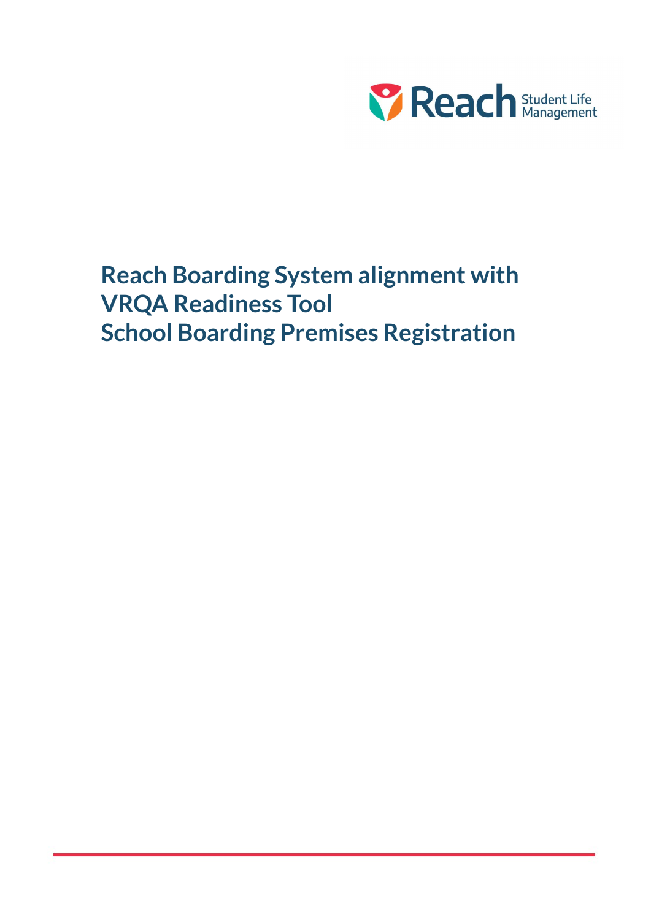Reach Student Life Management

# Reach Boarding System alignment with VRQA Readiness Tool School Boarding Premises Registration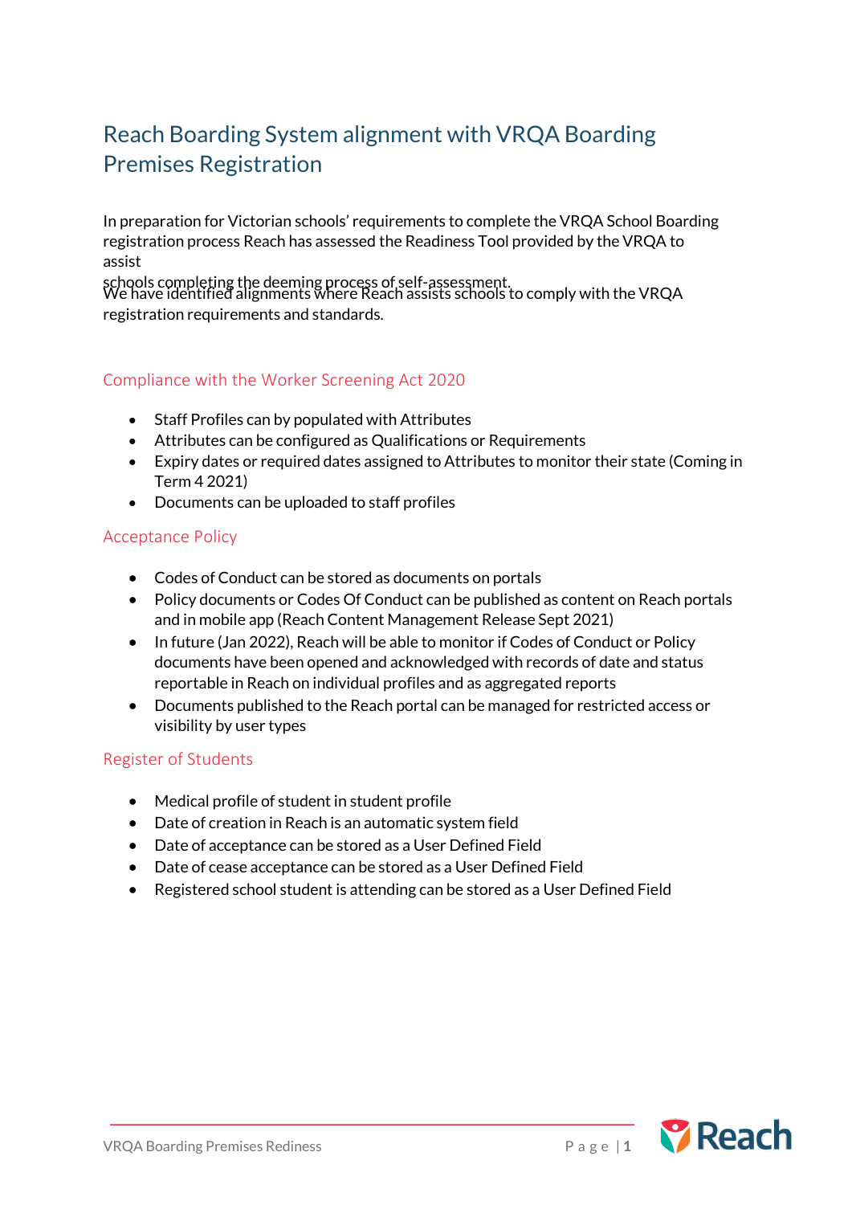# Reach Boarding System alignment with VRQA Boarding Premises Registration

In preparation for Victorian schools' requirements to complete the VRQA School Boarding registration process Reach has assessed the Readiness Tool provided by the VRQA to assist schools completing the deeming process of self-assessment.

We have identified alignments where Reach assists schools to comply with the VRQA registration requirements and standards.

## Compliance with the Worker Screening Act 2020

- Staff Profiles can by populated with Attributes
- Attributes can be configured as Qualifications or Requirements
- Expiry dates or required dates assigned to Attributes to monitor their state (Coming in Term 4 2021)
- Documents can be uploaded to staff profiles

## Acceptance Policy

- Codes of Conduct can be stored as documents on portals
- Policy documents or Codes Of Conduct can be published as content on Reach portals and in mobile app (Reach Content Management Release Sept 2021)
- In future (Jan 2022), Reach will be able to monitor if Codes of Conduct or Policy documents have been opened and acknowledged with records of date and status reportable in Reach on individual profiles and as aggregated reports
- Documents published to the Reach portal can be managed for restricted access or visibility by user types

## Register of Students

- Medical profile of student in student profile
- Date of creation in Reach is an automatic system field
- Date of acceptance can be stored as a User Defined Field
- Date of cease acceptance can be stored as a User Defined Field
- Registered school student is attending can be stored as a User Defined Field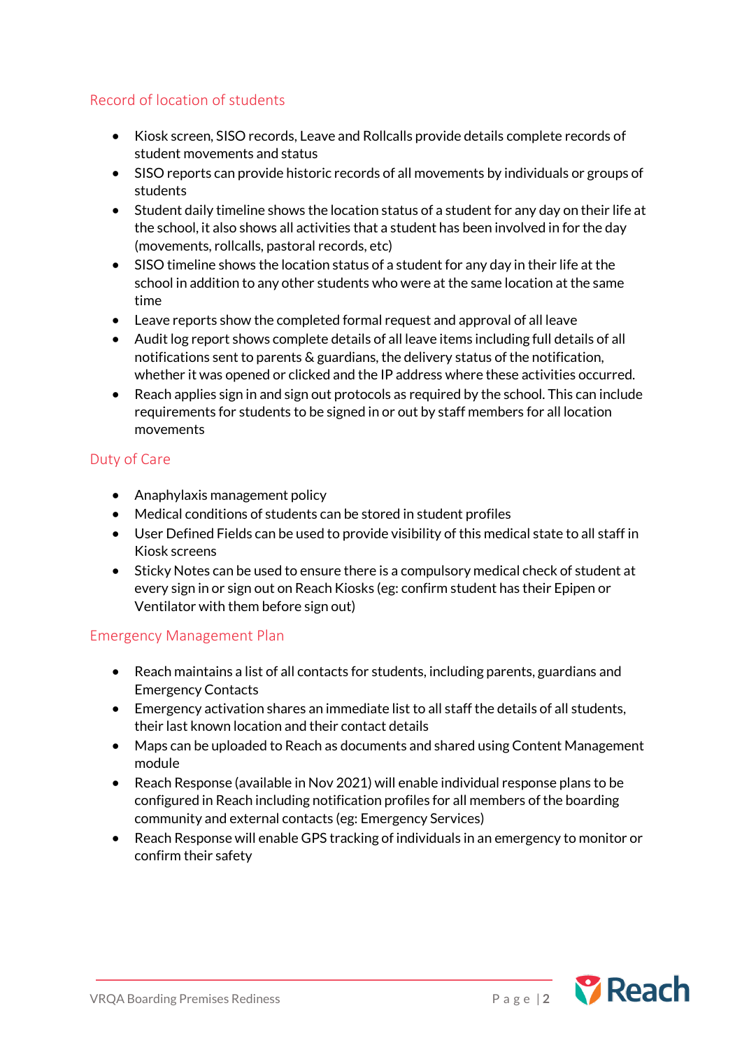## Record of location of students

- Kiosk screen, SISO records, Leave and Rollcalls provide details complete records of student movements and status
- SISO reports can provide historic records of all movements by individuals or groups of students
- Student daily timeline shows the location status of a student for any day on their life at the school, it also shows all activities that a student has been involved in for the day (movements, rollcalls, pastoral records, etc)
- SISO timeline shows the location status of a student for any day in their life at the school in addition to any other students who were at the same location at the same time
- Leave reports show the completed formal request and approval of all leave
- Audit log report shows complete details of all leave items including full details of all notifications sent to parents & guardians, the delivery status of the notification, whether it was opened or clicked and the IP address where these activities occurred.
- Reach applies sign in and sign out protocols as required by the school. This can include requirements for students to be signed in or out by staff members for all location movements

## Duty of Care

- Anaphylaxis management policy
- Medical conditions of students can be stored in student profiles
- User Defined Fields can be used to provide visibility of this medical state to all staff in Kiosk screens
- Sticky Notes can be used to ensure there is a compulsory medical check of student at every sign in or sign out on Reach Kiosks (eg: confirm student has their Epipen or Ventilator with them before sign out)

## Emergency Management Plan

- Reach maintains a list of all contacts for students, including parents, guardians and Emergency Contacts
- Emergency activation shares an immediate list to all staff the details of all students, their last known location and their contact details
- Maps can be uploaded to Reach as documents and shared using Content Management module
- Reach Response (available in Nov 2021) will enable individual response plans to be configured in Reach including notification profiles for all members of the boarding community and external contacts (eg: Emergency Services)
- Reach Response will enable GPS tracking of individuals in an emergency to monitor or confirm their safety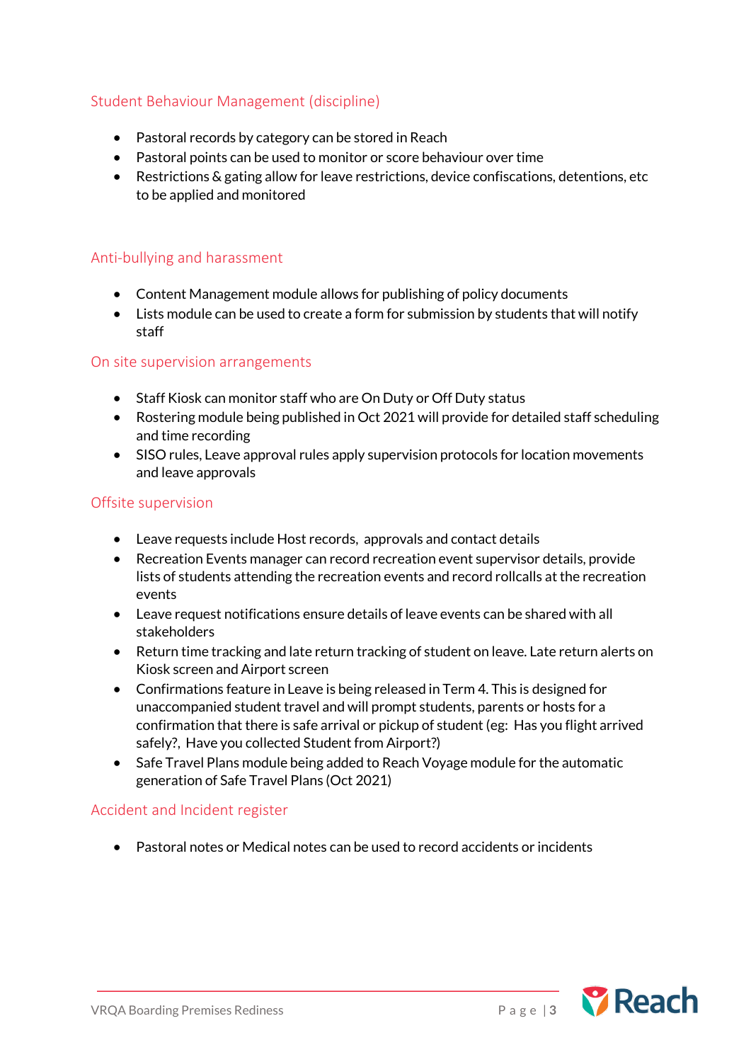## Student Behaviour Management (discipline)

- Pastoral records by category can be stored in Reach
- Pastoral points can be used to monitor or score behaviour over time
- Restrictions & gating allow for leave restrictions, device confiscations, detentions, etc to be applied and monitored

## Anti-bullying and harassment

- Content Management module allows for publishing of policy documents
- Lists module can be used to create a form for submission by students that will notify staff

## On site supervision arrangements

- Staff Kiosk can monitor staff who are On Duty or Off Duty status
- Rostering module being published in Oct 2021 will provide for detailed staff scheduling and time recording
- SISO rules, Leave approval rules apply supervision protocols for location movements and leave approvals

## Offsite supervision

- Leave requests include Host records, approvals and contact details
- Recreation Events manager can record recreation event supervisor details, provide lists of students attending the recreation events and record rollcalls at the recreation events
- Leave request notifications ensure details of leave events can be shared with all stakeholders
- Return time tracking and late return tracking of student on leave. Late return alerts on Kiosk screen and Airport screen
- Confirmations feature in Leave is being released in Term 4. This is designed for unaccompanied student travel and will prompt students, parents or hosts for a confirmation that there is safe arrival or pickup of student (eg: Has you flight arrived safely?, Have you collected Student from Airport?)
- Safe Travel Plans module being added to Reach Voyage module for the automatic generation of Safe Travel Plans (Oct 2021)

## Accident and Incident register

- Pastoral notes or Medical notes can be used to record accidents or incidents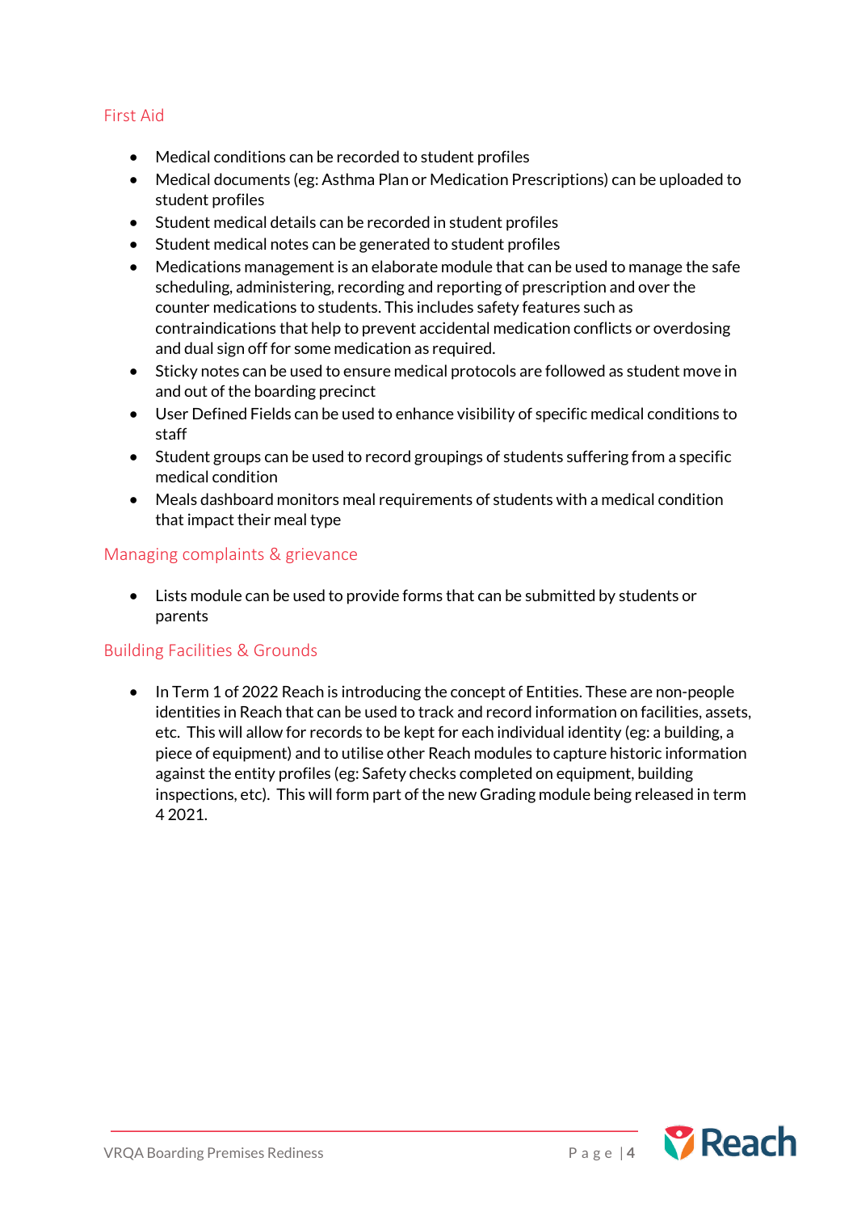## First Aid

- Medical conditions can be recorded to student profiles
- Medical documents (eg: Asthma Plan or Medication Prescriptions) can be uploaded to student profiles
- Student medical details can be recorded in student profiles
- Student medical notes can be generated to student profiles
- Medications management is an elaborate module that can be used to manage the safe scheduling, administering, recording and reporting of prescription and over the counter medications to students. This includes safety features such as contraindications that help to prevent accidental medication conflicts or overdosing and dual sign off for some medication as required.
- Sticky notes can be used to ensure medical protocols are followed as student move in and out of the boarding precinct
- User Defined Fields can be used to enhance visibility of specific medical conditions to staff
- Student groups can be used to record groupings of students suffering from a specific medical condition
- Meals dashboard monitors meal requirements of students with a medical condition that impact their meal type

## Managing complaints & grievance

- Lists module can be used to provide forms that can be submitted by students or parents

## Building Facilities & Grounds

- In Term 1 of 2022 Reach is introducing the concept of Entities. These are non-people identities in Reach that can be used to track and record information on facilities, assets, etc. This will allow for records to be kept for each individual identity (eg: a building, a piece of equipment) and to utilise other Reach modules to capture historic information against the entity profiles (eg: Safety checks completed on equipment, building inspections, etc). This will form part of the new Grading module being released in term 4 2021.